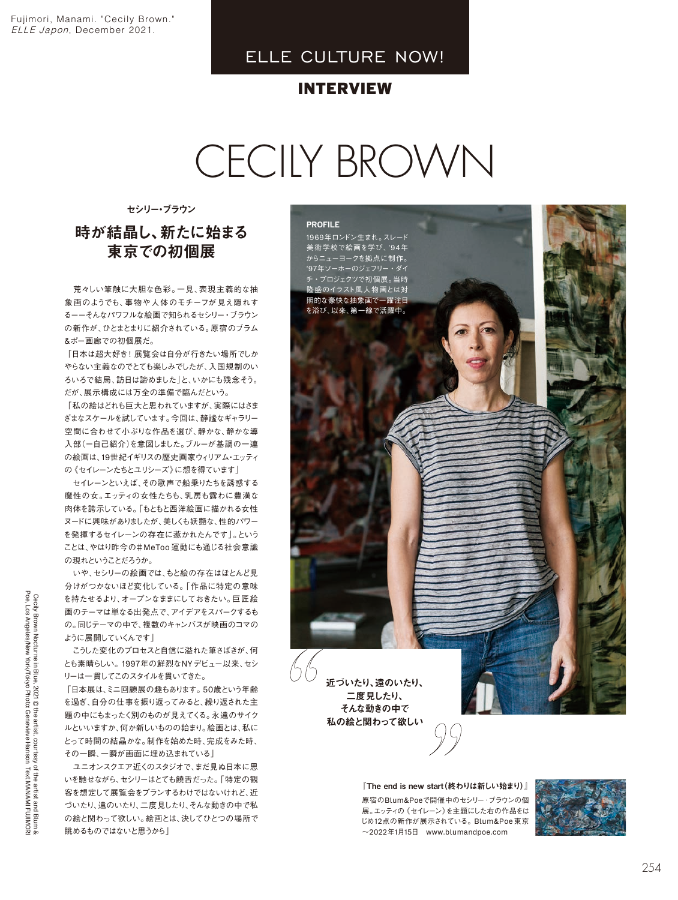Fujimori, Manami. "Cecily Brown."
*ELLE Japon*, December 2021.

ELLE CULTURE NOW!

**INTERVIEW**

# CECILY BROWN

**セシリー・ブラウン**

## 時が結晶し、新たに始まる東京での初個展

荒々しい筆触に大胆な色彩。一見、表現主義的な抽象画のようでも、事物や人体のモチーフが見え隠れする——そんなパワフルな絵画で知られるセシリー・ブラウンの新作が、ひとまとまりに紹介されている。原宿のブラム&ポー画廊での初個展だ。

「日本は超大好き！展覧会は自分が行きたい場所でしかやらない主義なのでとても楽しみでしたが、入国規制のいろいろで結局、訪日は諦めました」と、いかにも残念そう。だが、展示構成には万全の準備で臨んだという。

「私の絵はどれも巨大と思われていますが、実際にはさまざまなスケールを試しています。今回は、静謐なギャラリー空間に合わせて小ぶりな作品を選び、静かな、静かな導入部（＝自己紹介）を意図しました。ブルーが基調の一連の絵画は、19世紀イギリスの歴史画家ウィリアム・エッティの《セイレーンたちとユリシーズ》に想を得ています」

セイレーンといえば、その歌声で船乗りたちを誘惑する魔性の女。エッティの女性たちも、乳房も露わに豊満な肉体を誇示している。「もともと西洋絵画に描かれる女性ヌードに興味がありましたが、美しくも妖艶な、性的パワーを発揮するセイレーンの存在に惹かれたんです」。ということは、やはり昨今の#MeToo運動にも通じる社会意識の現れということだろうか。

いや、セシリーの絵画では、もと絵の存在はほとんど見分けがつかないほど変化している。「作品に特定の意味を持たせるより、オープンなままにしておきたい。巨匠絵画のテーマは単なる出発点で、アイデアをスパークするもの。同じテーマの中で、複数のキャンバスが映画のコマのように展開していくんです」

こうした変化のプロセスと自信に溢れた筆さばきが、何とも素晴らしい。1997年の鮮烈なNYデビュー以来、セシリーは一貫してこのスタイルを貫いてきた。

「日本展は、ミニ回顧展の趣もあります。50歳という年齢を過ぎ、自分の仕事を振り返ってみると、繰り返された主題の中にもまったく別のものが見えてくる。永遠のサイクルといいますか、何か新しいものの始まり。絵画とは、私にとって時間の結晶かな。制作を始めた時、完成をみた時、その一瞬、一瞬が画面に埋め込まれている」

ユニオンスクエア近くのスタジオで、まだ見ぬ日本に思いを馳せながら、セシリーはとても饒舌だった。「特定の観客を想定して展覧会をプランするわけではないけれど、近づいたり、遠のいたり、二度見したり、そんな動きの中で私の絵と関わって欲しい。絵画とは、決してひとつの場所で眺めるものではないと思うから」

**PROFILE**

1969年ロンドン生まれ。スレード美術学校で絵画を学び、'94年からニューヨークを拠点に制作。'97年ソーホーのジェフリー・ダイチ・プロジェクツで初個展。当時隆盛のイラスト風人物画とは対照的な豪快な抽象画で一躍注目を浴び、以来、第一線で活躍中。

> **近づいたり、遠のいたり、二度見したり、そんな動きの中で私の絵と関わって欲しい**

**『The end is new start（終わりは新しい始まり）』**

原宿のBlum&Poeで開催中のセシリー・ブラウンの個展。エッティの《セイレーン》を主題にした右の作品をはじめ12点の新作が展示されている。Blum&Poe 東京 〜2022年1月15日　www.blumandpoe.com

Cecily Brown Nocturne in Blue, 2021 © the artist, courtesy of the artist and Blum & Poe, Los Angeles/New York/Tokyo Photo: Genevieve Hanson Text: MANAMI FUJIMORI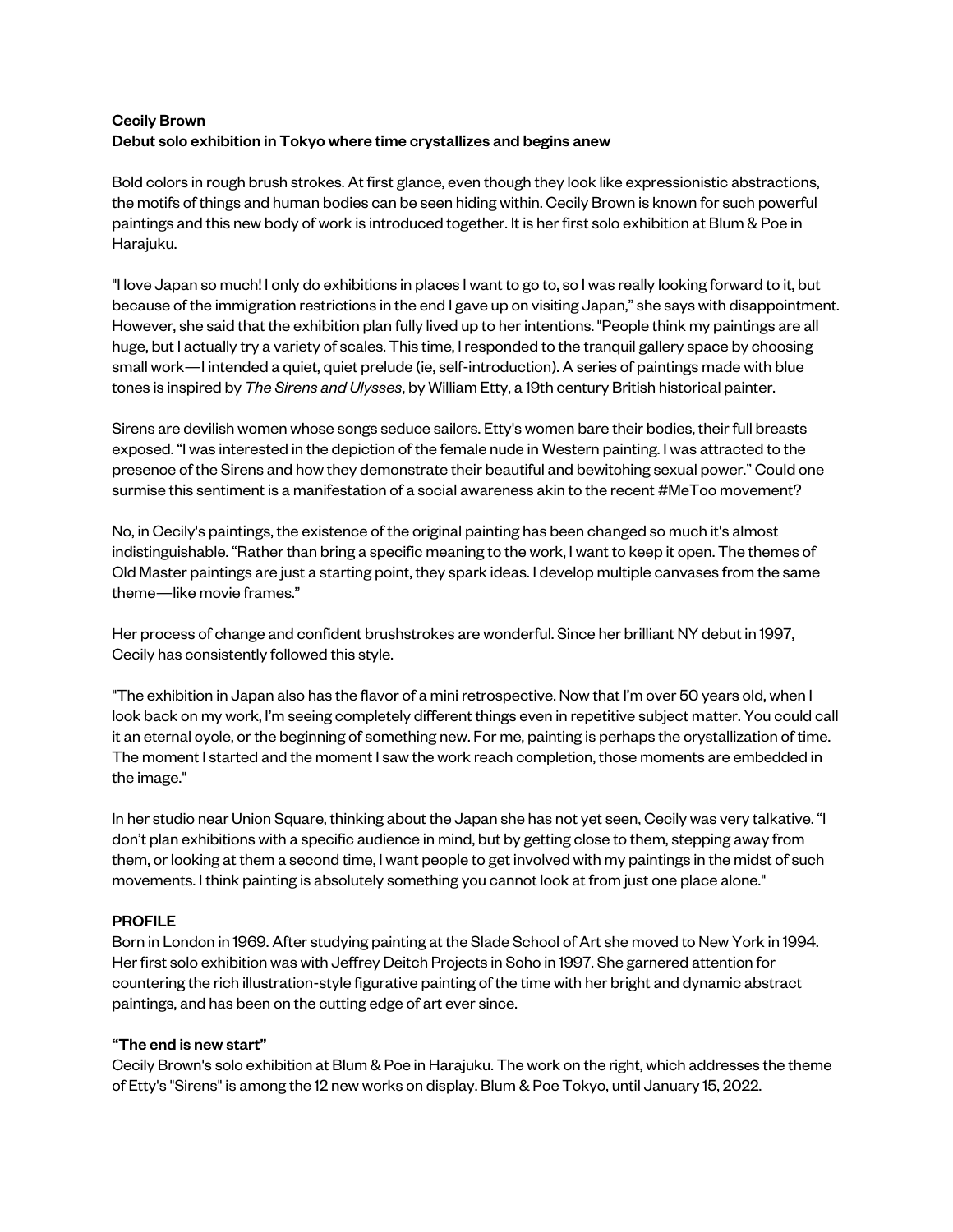**Cecily Brown**
**Debut solo exhibition in Tokyo where time crystallizes and begins anew**

Bold colors in rough brush strokes. At first glance, even though they look like expressionistic abstractions, the motifs of things and human bodies can be seen hiding within. Cecily Brown is known for such powerful paintings and this new body of work is introduced together. It is her first solo exhibition at Blum & Poe in Harajuku.

"I love Japan so much! I only do exhibitions in places I want to go to, so I was really looking forward to it, but because of the immigration restrictions in the end I gave up on visiting Japan," she says with disappointment. However, she said that the exhibition plan fully lived up to her intentions. "People think my paintings are all huge, but I actually try a variety of scales. This time, I responded to the tranquil gallery space by choosing small work—I intended a quiet, quiet prelude (ie, self-introduction). A series of paintings made with blue tones is inspired by *The Sirens and Ulysses*, by William Etty, a 19th century British historical painter.

Sirens are devilish women whose songs seduce sailors. Etty's women bare their bodies, their full breasts exposed. "I was interested in the depiction of the female nude in Western painting. I was attracted to the presence of the Sirens and how they demonstrate their beautiful and bewitching sexual power." Could one surmise this sentiment is a manifestation of a social awareness akin to the recent #MeToo movement?

No, in Cecily's paintings, the existence of the original painting has been changed so much it's almost indistinguishable. "Rather than bring a specific meaning to the work, I want to keep it open. The themes of Old Master paintings are just a starting point, they spark ideas. I develop multiple canvases from the same theme—like movie frames."

Her process of change and confident brushstrokes are wonderful. Since her brilliant NY debut in 1997, Cecily has consistently followed this style.

"The exhibition in Japan also has the flavor of a mini retrospective. Now that I'm over 50 years old, when I look back on my work, I'm seeing completely different things even in repetitive subject matter. You could call it an eternal cycle, or the beginning of something new. For me, painting is perhaps the crystallization of time. The moment I started and the moment I saw the work reach completion, those moments are embedded in the image."

In her studio near Union Square, thinking about the Japan she has not yet seen, Cecily was very talkative. "I don't plan exhibitions with a specific audience in mind, but by getting close to them, stepping away from them, or looking at them a second time, I want people to get involved with my paintings in the midst of such movements. I think painting is absolutely something you cannot look at from just one place alone."

**PROFILE**

Born in London in 1969. After studying painting at the Slade School of Art she moved to New York in 1994. Her first solo exhibition was with Jeffrey Deitch Projects in Soho in 1997. She garnered attention for countering the rich illustration-style figurative painting of the time with her bright and dynamic abstract paintings, and has been on the cutting edge of art ever since.

**"The end is new start"**

Cecily Brown's solo exhibition at Blum & Poe in Harajuku. The work on the right, which addresses the theme of Etty's "Sirens" is among the 12 new works on display. Blum & Poe Tokyo, until January 15, 2022.